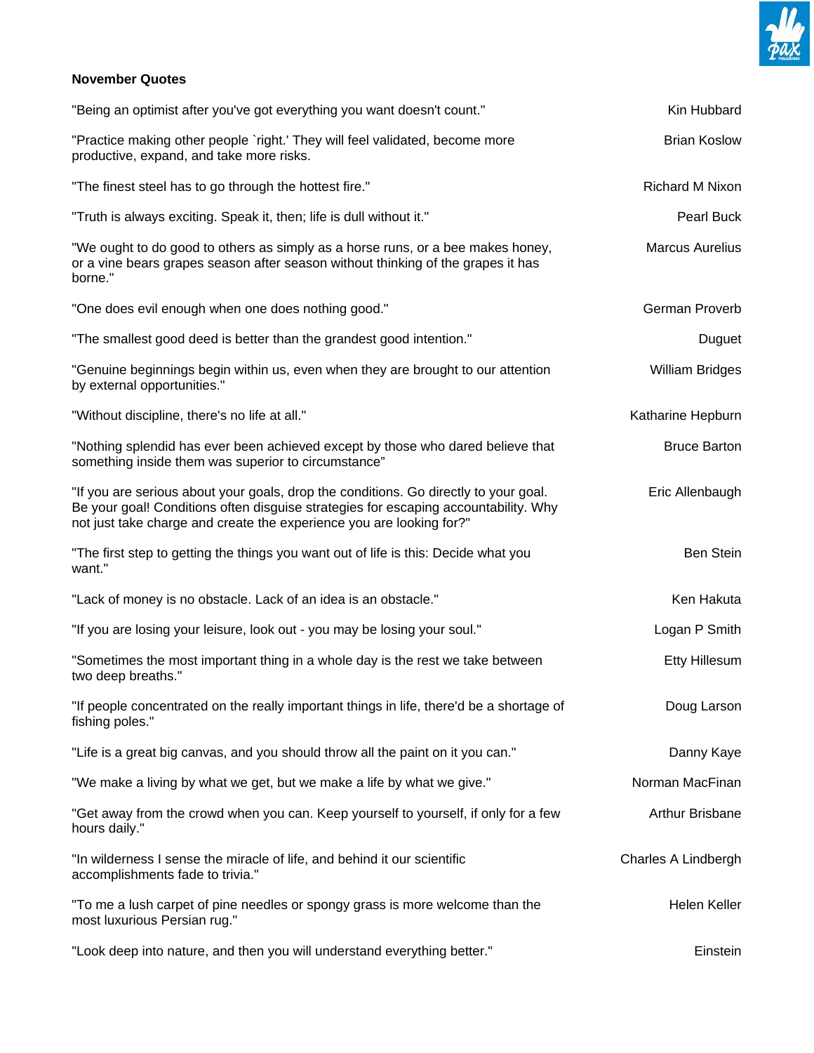**November Quotes**

| | |
|---|---|
| "Being an optimist after you've got everything you want doesn't count." | Kin Hubbard |
| "Practice making other people `right.' They will feel validated, become more productive, expand, and take more risks. | Brian Koslow |
| "The finest steel has to go through the hottest fire." | Richard M Nixon |
| "Truth is always exciting. Speak it, then; life is dull without it." | Pearl Buck |
| "We ought to do good to others as simply as a horse runs, or a bee makes honey, or a vine bears grapes season after season without thinking of the grapes it has borne." | Marcus Aurelius |
| "One does evil enough when one does nothing good." | German Proverb |
| "The smallest good deed is better than the grandest good intention." | Duguet |
| "Genuine beginnings begin within us, even when they are brought to our attention by external opportunities." | William Bridges |
| "Without discipline, there's no life at all." | Katharine Hepburn |
| "Nothing splendid has ever been achieved except by those who dared believe that something inside them was superior to circumstance" | Bruce Barton |
| "If you are serious about your goals, drop the conditions. Go directly to your goal. Be your goal! Conditions often disguise strategies for escaping accountability. Why not just take charge and create the experience you are looking for?" | Eric Allenbaugh |
| "The first step to getting the things you want out of life is this: Decide what you want." | Ben Stein |
| "Lack of money is no obstacle. Lack of an idea is an obstacle." | Ken Hakuta |
| "If you are losing your leisure, look out - you may be losing your soul." | Logan P Smith |
| "Sometimes the most important thing in a whole day is the rest we take between two deep breaths." | Etty Hillesum |
| "If people concentrated on the really important things in life, there'd be a shortage of fishing poles." | Doug Larson |
| "Life is a great big canvas, and you should throw all the paint on it you can." | Danny Kaye |
| "We make a living by what we get, but we make a life by what we give." | Norman MacFinan |
| "Get away from the crowd when you can. Keep yourself to yourself, if only for a few hours daily." | Arthur Brisbane |
| "In wilderness I sense the miracle of life, and behind it our scientific accomplishments fade to trivia." | Charles A Lindbergh |
| "To me a lush carpet of pine needles or spongy grass is more welcome than the most luxurious Persian rug." | Helen Keller |
| "Look deep into nature, and then you will understand everything better." | Einstein |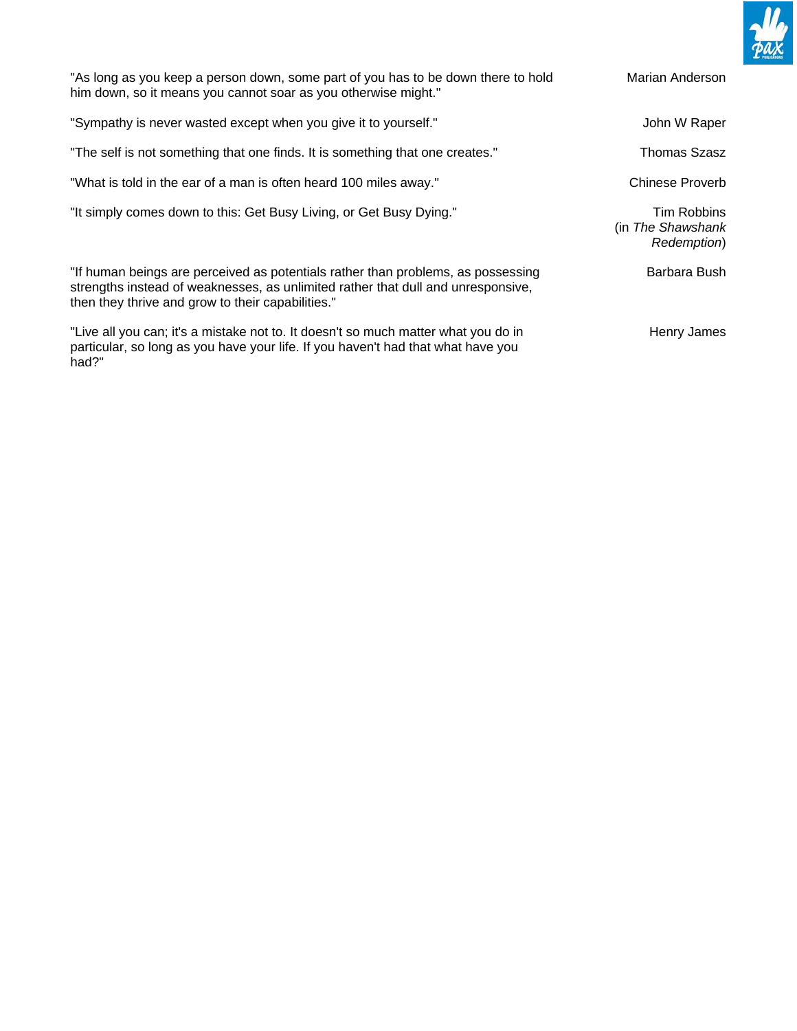"As long as you keep a person down, some part of you has to be down there to hold him down, so it means you cannot soar as you otherwise might." — Marian Anderson

"Sympathy is never wasted except when you give it to yourself." — John W Raper

"The self is not something that one finds. It is something that one creates." — Thomas Szasz

"What is told in the ear of a man is often heard 100 miles away." — Chinese Proverb

"It simply comes down to this: Get Busy Living, or Get Busy Dying." — Tim Robbins (in *The Shawshank Redemption*)

"If human beings are perceived as potentials rather than problems, as possessing strengths instead of weaknesses, as unlimited rather that dull and unresponsive, then they thrive and grow to their capabilities." — Barbara Bush

"Live all you can; it's a mistake not to. It doesn't so much matter what you do in particular, so long as you have your life. If you haven't had that what have you had?" — Henry James